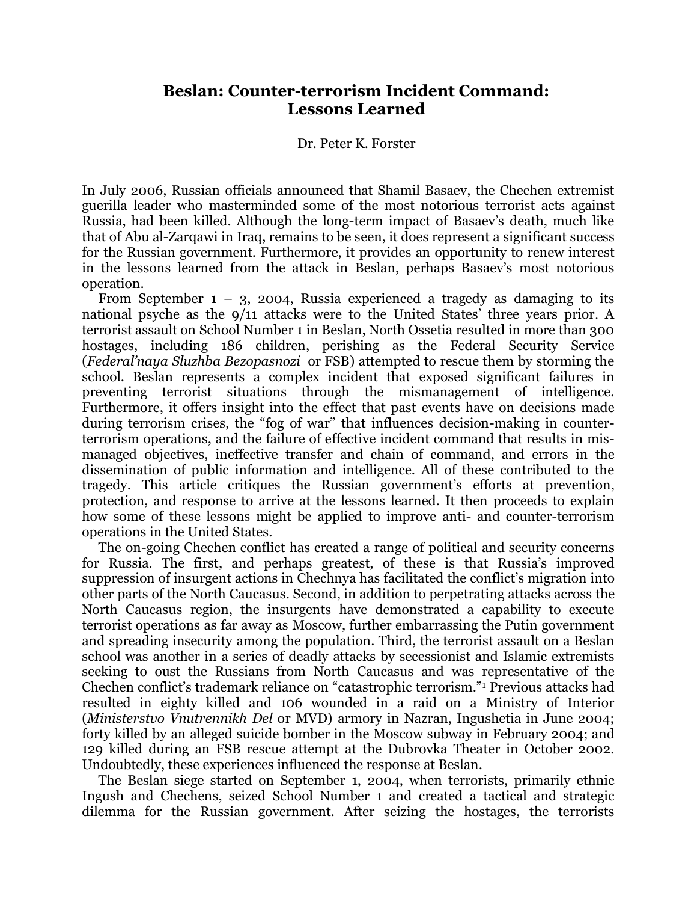# Beslan: Counter-terrorism Incident Command: Lessons Learned

Dr. Peter K. Forster

In July 2006, Russian officials announced that Shamil Basaev, the Chechen extremist guerilla leader who masterminded some of the most notorious terrorist acts against Russia, had been killed. Although the long-term impact of Basaev's death, much like that of Abu al-Zarqawi in Iraq, remains to be seen, it does represent a significant success for the Russian government. Furthermore, it provides an opportunity to renew interest in the lessons learned from the attack in Beslan, perhaps Basaev's most notorious operation.

From September 1 – 3, 2004, Russia experienced a tragedy as damaging to its national psyche as the 9/11 attacks were to the United States' three years prior. A terrorist assault on School Number 1 in Beslan, North Ossetia resulted in more than 300 hostages, including 186 children, perishing as the Federal Security Service (*Federal'naya Sluzhba Bezopasnozi* or FSB) attempted to rescue them by storming the school. Beslan represents a complex incident that exposed significant failures in preventing terrorist situations through the mismanagement of intelligence. Furthermore, it offers insight into the effect that past events have on decisions made during terrorism crises, the "fog of war" that influences decision-making in counter-terrorism operations, and the failure of effective incident command that results in mis-managed objectives, ineffective transfer and chain of command, and errors in the dissemination of public information and intelligence. All of these contributed to the tragedy. This article critiques the Russian government's efforts at prevention, protection, and response to arrive at the lessons learned. It then proceeds to explain how some of these lessons might be applied to improve anti- and counter-terrorism operations in the United States.

The on-going Chechen conflict has created a range of political and security concerns for Russia. The first, and perhaps greatest, of these is that Russia's improved suppression of insurgent actions in Chechnya has facilitated the conflict's migration into other parts of the North Caucasus. Second, in addition to perpetrating attacks across the North Caucasus region, the insurgents have demonstrated a capability to execute terrorist operations as far away as Moscow, further embarrassing the Putin government and spreading insecurity among the population. Third, the terrorist assault on a Beslan school was another in a series of deadly attacks by secessionist and Islamic extremists seeking to oust the Russians from North Caucasus and was representative of the Chechen conflict's trademark reliance on "catastrophic terrorism."[1] Previous attacks had resulted in eighty killed and 106 wounded in a raid on a Ministry of Interior (*Ministerstvo Vnutrennikh Del* or MVD) armory in Nazran, Ingushetia in June 2004; forty killed by an alleged suicide bomber in the Moscow subway in February 2004; and 129 killed during an FSB rescue attempt at the Dubrovka Theater in October 2002. Undoubtedly, these experiences influenced the response at Beslan.

The Beslan siege started on September 1, 2004, when terrorists, primarily ethnic Ingush and Chechens, seized School Number 1 and created a tactical and strategic dilemma for the Russian government. After seizing the hostages, the terrorists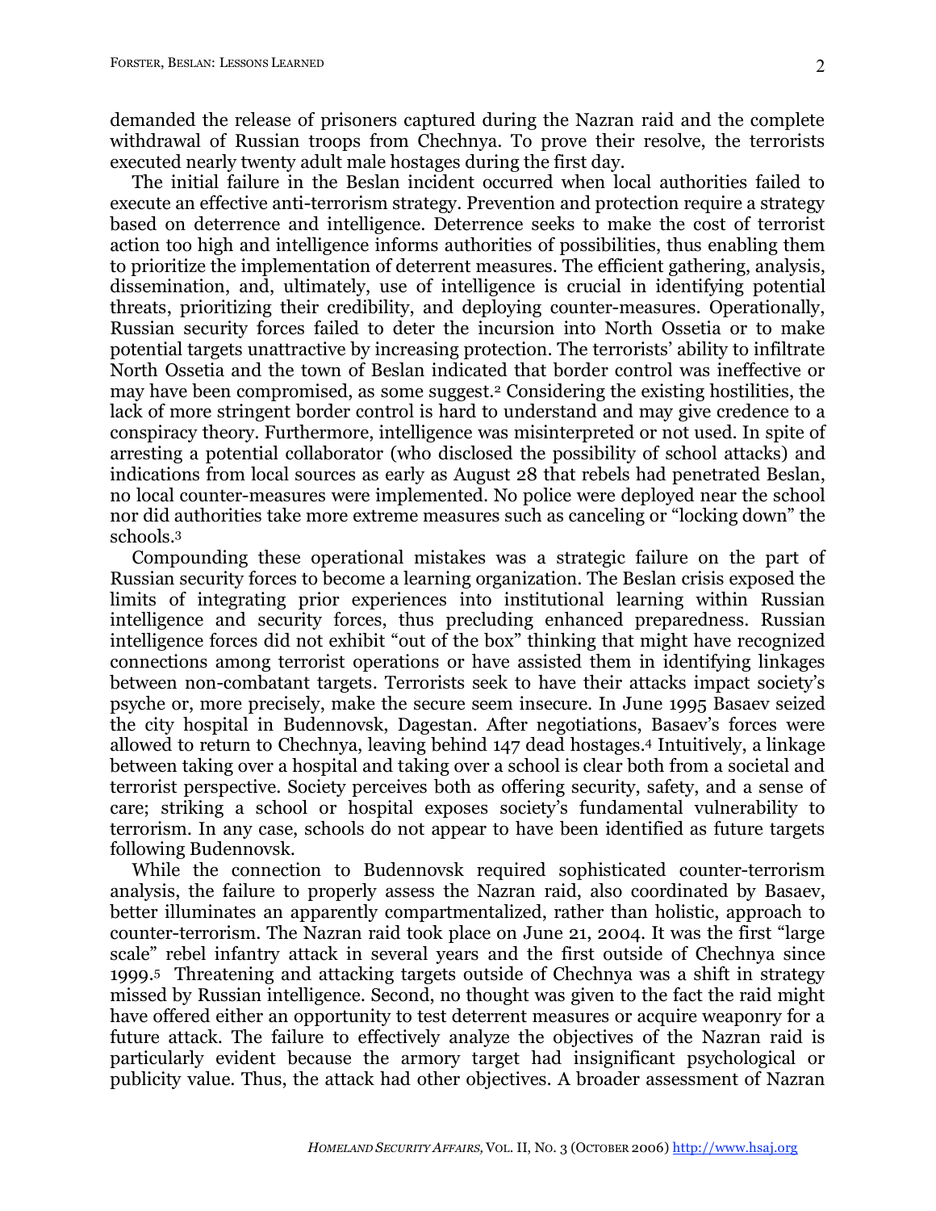demanded the release of prisoners captured during the Nazran raid and the complete withdrawal of Russian troops from Chechnya. To prove their resolve, the terrorists executed nearly twenty adult male hostages during the first day.

The initial failure in the Beslan incident occurred when local authorities failed to execute an effective anti-terrorism strategy. Prevention and protection require a strategy based on deterrence and intelligence. Deterrence seeks to make the cost of terrorist action too high and intelligence informs authorities of possibilities, thus enabling them to prioritize the implementation of deterrent measures. The efficient gathering, analysis, dissemination, and, ultimately, use of intelligence is crucial in identifying potential threats, prioritizing their credibility, and deploying counter-measures. Operationally, Russian security forces failed to deter the incursion into North Ossetia or to make potential targets unattractive by increasing protection. The terrorists' ability to infiltrate North Ossetia and the town of Beslan indicated that border control was ineffective or may have been compromised, as some suggest.[2] Considering the existing hostilities, the lack of more stringent border control is hard to understand and may give credence to a conspiracy theory. Furthermore, intelligence was misinterpreted or not used. In spite of arresting a potential collaborator (who disclosed the possibility of school attacks) and indications from local sources as early as August 28 that rebels had penetrated Beslan, no local counter-measures were implemented. No police were deployed near the school nor did authorities take more extreme measures such as canceling or "locking down" the schools.[3]

Compounding these operational mistakes was a strategic failure on the part of Russian security forces to become a learning organization. The Beslan crisis exposed the limits of integrating prior experiences into institutional learning within Russian intelligence and security forces, thus precluding enhanced preparedness. Russian intelligence forces did not exhibit "out of the box" thinking that might have recognized connections among terrorist operations or have assisted them in identifying linkages between non-combatant targets. Terrorists seek to have their attacks impact society's psyche or, more precisely, make the secure seem insecure. In June 1995 Basaev seized the city hospital in Budennovsk, Dagestan. After negotiations, Basaev's forces were allowed to return to Chechnya, leaving behind 147 dead hostages.[4] Intuitively, a linkage between taking over a hospital and taking over a school is clear both from a societal and terrorist perspective. Society perceives both as offering security, safety, and a sense of care; striking a school or hospital exposes society's fundamental vulnerability to terrorism. In any case, schools do not appear to have been identified as future targets following Budennovsk.

While the connection to Budennovsk required sophisticated counter-terrorism analysis, the failure to properly assess the Nazran raid, also coordinated by Basaev, better illuminates an apparently compartmentalized, rather than holistic, approach to counter-terrorism. The Nazran raid took place on June 21, 2004. It was the first "large scale" rebel infantry attack in several years and the first outside of Chechnya since 1999.[5] Threatening and attacking targets outside of Chechnya was a shift in strategy missed by Russian intelligence. Second, no thought was given to the fact the raid might have offered either an opportunity to test deterrent measures or acquire weaponry for a future attack. The failure to effectively analyze the objectives of the Nazran raid is particularly evident because the armory target had insignificant psychological or publicity value. Thus, the attack had other objectives. A broader assessment of Nazran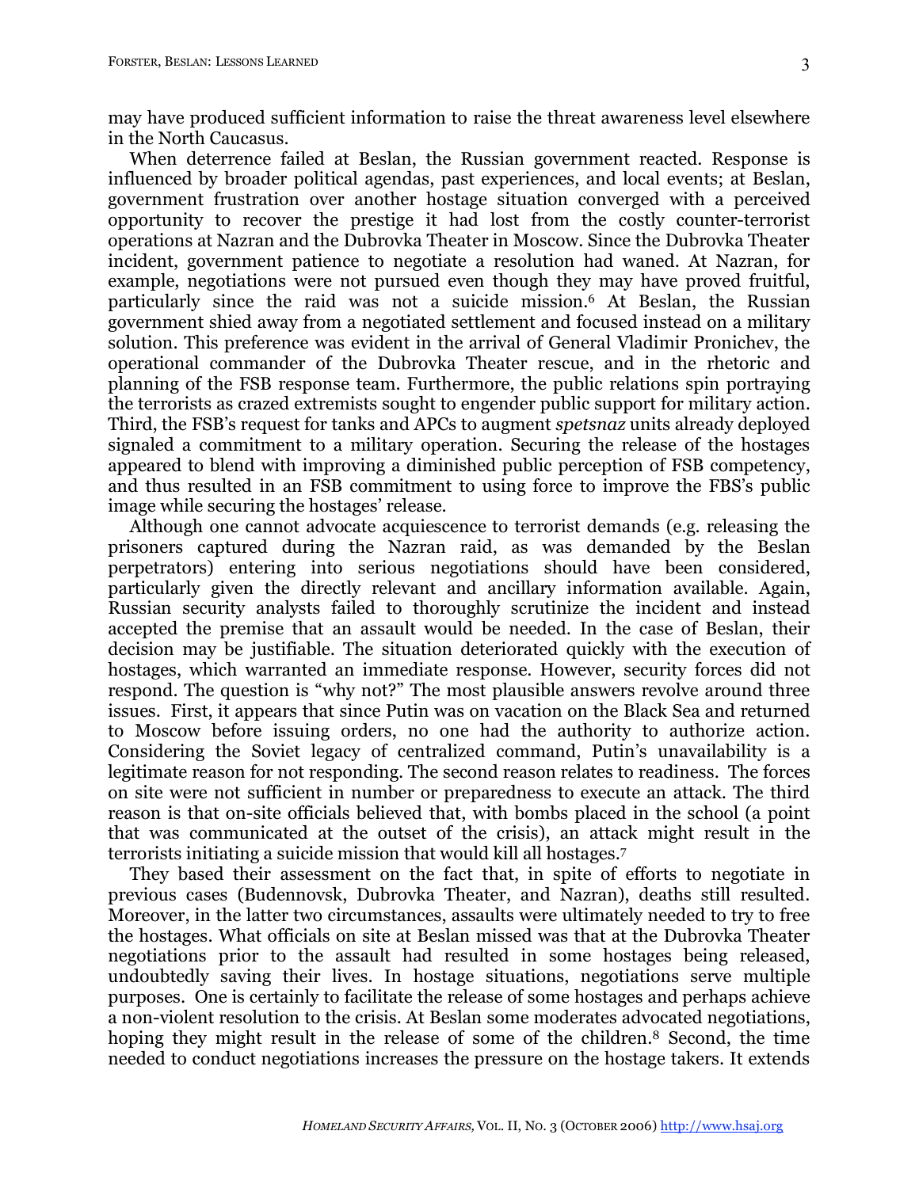may have produced sufficient information to raise the threat awareness level elsewhere in the North Caucasus.

When deterrence failed at Beslan, the Russian government reacted. Response is influenced by broader political agendas, past experiences, and local events; at Beslan, government frustration over another hostage situation converged with a perceived opportunity to recover the prestige it had lost from the costly counter-terrorist operations at Nazran and the Dubrovka Theater in Moscow. Since the Dubrovka Theater incident, government patience to negotiate a resolution had waned. At Nazran, for example, negotiations were not pursued even though they may have proved fruitful, particularly since the raid was not a suicide mission.[6] At Beslan, the Russian government shied away from a negotiated settlement and focused instead on a military solution. This preference was evident in the arrival of General Vladimir Pronichev, the operational commander of the Dubrovka Theater rescue, and in the rhetoric and planning of the FSB response team. Furthermore, the public relations spin portraying the terrorists as crazed extremists sought to engender public support for military action. Third, the FSB's request for tanks and APCs to augment *spetsnaz* units already deployed signaled a commitment to a military operation. Securing the release of the hostages appeared to blend with improving a diminished public perception of FSB competency, and thus resulted in an FSB commitment to using force to improve the FBS's public image while securing the hostages' release.

Although one cannot advocate acquiescence to terrorist demands (e.g. releasing the prisoners captured during the Nazran raid, as was demanded by the Beslan perpetrators) entering into serious negotiations should have been considered, particularly given the directly relevant and ancillary information available. Again, Russian security analysts failed to thoroughly scrutinize the incident and instead accepted the premise that an assault would be needed. In the case of Beslan, their decision may be justifiable. The situation deteriorated quickly with the execution of hostages, which warranted an immediate response. However, security forces did not respond. The question is "why not?" The most plausible answers revolve around three issues. First, it appears that since Putin was on vacation on the Black Sea and returned to Moscow before issuing orders, no one had the authority to authorize action. Considering the Soviet legacy of centralized command, Putin's unavailability is a legitimate reason for not responding. The second reason relates to readiness. The forces on site were not sufficient in number or preparedness to execute an attack. The third reason is that on-site officials believed that, with bombs placed in the school (a point that was communicated at the outset of the crisis), an attack might result in the terrorists initiating a suicide mission that would kill all hostages.[7]

They based their assessment on the fact that, in spite of efforts to negotiate in previous cases (Budennovsk, Dubrovka Theater, and Nazran), deaths still resulted. Moreover, in the latter two circumstances, assaults were ultimately needed to try to free the hostages. What officials on site at Beslan missed was that at the Dubrovka Theater negotiations prior to the assault had resulted in some hostages being released, undoubtedly saving their lives. In hostage situations, negotiations serve multiple purposes. One is certainly to facilitate the release of some hostages and perhaps achieve a non-violent resolution to the crisis. At Beslan some moderates advocated negotiations, hoping they might result in the release of some of the children.[8] Second, the time needed to conduct negotiations increases the pressure on the hostage takers. It extends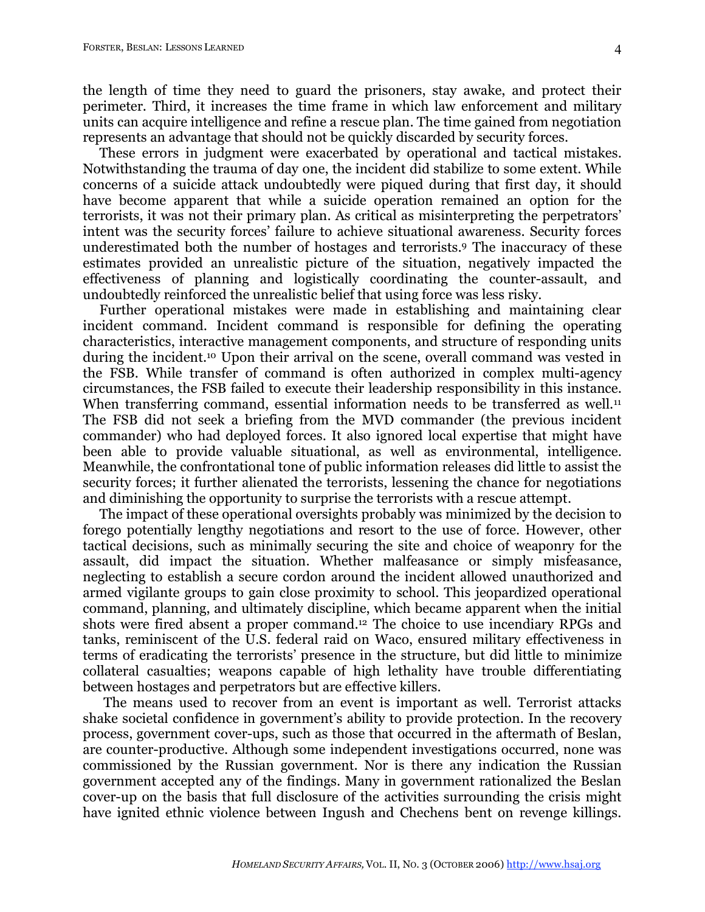the length of time they need to guard the prisoners, stay awake, and protect their perimeter. Third, it increases the time frame in which law enforcement and military units can acquire intelligence and refine a rescue plan. The time gained from negotiation represents an advantage that should not be quickly discarded by security forces.

These errors in judgment were exacerbated by operational and tactical mistakes. Notwithstanding the trauma of day one, the incident did stabilize to some extent. While concerns of a suicide attack undoubtedly were piqued during that first day, it should have become apparent that while a suicide operation remained an option for the terrorists, it was not their primary plan. As critical as misinterpreting the perpetrators' intent was the security forces' failure to achieve situational awareness. Security forces underestimated both the number of hostages and terrorists.[9] The inaccuracy of these estimates provided an unrealistic picture of the situation, negatively impacted the effectiveness of planning and logistically coordinating the counter-assault, and undoubtedly reinforced the unrealistic belief that using force was less risky.

Further operational mistakes were made in establishing and maintaining clear incident command. Incident command is responsible for defining the operating characteristics, interactive management components, and structure of responding units during the incident.[10] Upon their arrival on the scene, overall command was vested in the FSB. While transfer of command is often authorized in complex multi-agency circumstances, the FSB failed to execute their leadership responsibility in this instance. When transferring command, essential information needs to be transferred as well.[11] The FSB did not seek a briefing from the MVD commander (the previous incident commander) who had deployed forces. It also ignored local expertise that might have been able to provide valuable situational, as well as environmental, intelligence. Meanwhile, the confrontational tone of public information releases did little to assist the security forces; it further alienated the terrorists, lessening the chance for negotiations and diminishing the opportunity to surprise the terrorists with a rescue attempt.

The impact of these operational oversights probably was minimized by the decision to forego potentially lengthy negotiations and resort to the use of force. However, other tactical decisions, such as minimally securing the site and choice of weaponry for the assault, did impact the situation. Whether malfeasance or simply misfeasance, neglecting to establish a secure cordon around the incident allowed unauthorized and armed vigilante groups to gain close proximity to school. This jeopardized operational command, planning, and ultimately discipline, which became apparent when the initial shots were fired absent a proper command.[12] The choice to use incendiary RPGs and tanks, reminiscent of the U.S. federal raid on Waco, ensured military effectiveness in terms of eradicating the terrorists' presence in the structure, but did little to minimize collateral casualties; weapons capable of high lethality have trouble differentiating between hostages and perpetrators but are effective killers.

The means used to recover from an event is important as well. Terrorist attacks shake societal confidence in government's ability to provide protection. In the recovery process, government cover-ups, such as those that occurred in the aftermath of Beslan, are counter-productive. Although some independent investigations occurred, none was commissioned by the Russian government. Nor is there any indication the Russian government accepted any of the findings. Many in government rationalized the Beslan cover-up on the basis that full disclosure of the activities surrounding the crisis might have ignited ethnic violence between Ingush and Chechens bent on revenge killings.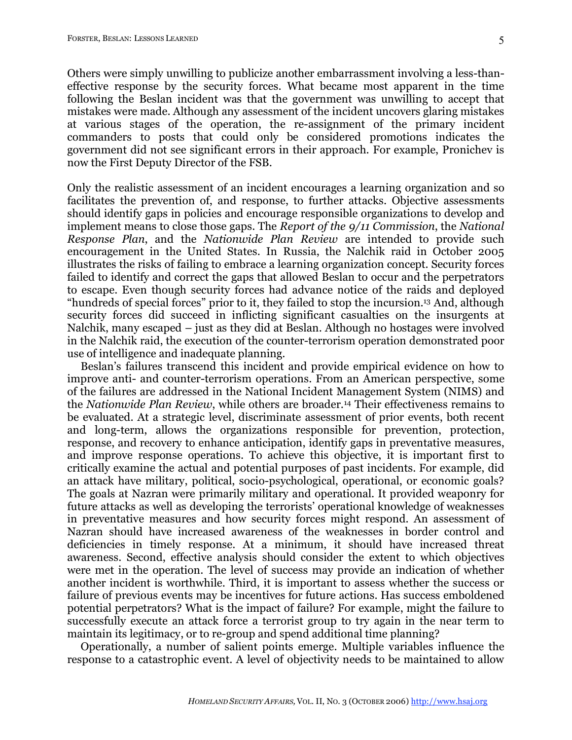Others were simply unwilling to publicize another embarrassment involving a less-than-effective response by the security forces. What became most apparent in the time following the Beslan incident was that the government was unwilling to accept that mistakes were made. Although any assessment of the incident uncovers glaring mistakes at various stages of the operation, the re-assignment of the primary incident commanders to posts that could only be considered promotions indicates the government did not see significant errors in their approach. For example, Pronichev is now the First Deputy Director of the FSB.

Only the realistic assessment of an incident encourages a learning organization and so facilitates the prevention of, and response, to further attacks. Objective assessments should identify gaps in policies and encourage responsible organizations to develop and implement means to close those gaps. The *Report of the 9/11 Commission*, the *National Response Plan*, and the *Nationwide Plan Review* are intended to provide such encouragement in the United States. In Russia, the Nalchik raid in October 2005 illustrates the risks of failing to embrace a learning organization concept. Security forces failed to identify and correct the gaps that allowed Beslan to occur and the perpetrators to escape. Even though security forces had advance notice of the raids and deployed "hundreds of special forces" prior to it, they failed to stop the incursion.[13] And, although security forces did succeed in inflicting significant casualties on the insurgents at Nalchik, many escaped – just as they did at Beslan. Although no hostages were involved in the Nalchik raid, the execution of the counter-terrorism operation demonstrated poor use of intelligence and inadequate planning.

Beslan's failures transcend this incident and provide empirical evidence on how to improve anti- and counter-terrorism operations. From an American perspective, some of the failures are addressed in the National Incident Management System (NIMS) and the *Nationwide Plan Review*, while others are broader.[14] Their effectiveness remains to be evaluated. At a strategic level, discriminate assessment of prior events, both recent and long-term, allows the organizations responsible for prevention, protection, response, and recovery to enhance anticipation, identify gaps in preventative measures, and improve response operations. To achieve this objective, it is important first to critically examine the actual and potential purposes of past incidents. For example, did an attack have military, political, socio-psychological, operational, or economic goals? The goals at Nazran were primarily military and operational. It provided weaponry for future attacks as well as developing the terrorists' operational knowledge of weaknesses in preventative measures and how security forces might respond. An assessment of Nazran should have increased awareness of the weaknesses in border control and deficiencies in timely response. At a minimum, it should have increased threat awareness. Second, effective analysis should consider the extent to which objectives were met in the operation. The level of success may provide an indication of whether another incident is worthwhile. Third, it is important to assess whether the success or failure of previous events may be incentives for future actions. Has success emboldened potential perpetrators? What is the impact of failure? For example, might the failure to successfully execute an attack force a terrorist group to try again in the near term to maintain its legitimacy, or to re-group and spend additional time planning?

Operationally, a number of salient points emerge. Multiple variables influence the response to a catastrophic event. A level of objectivity needs to be maintained to allow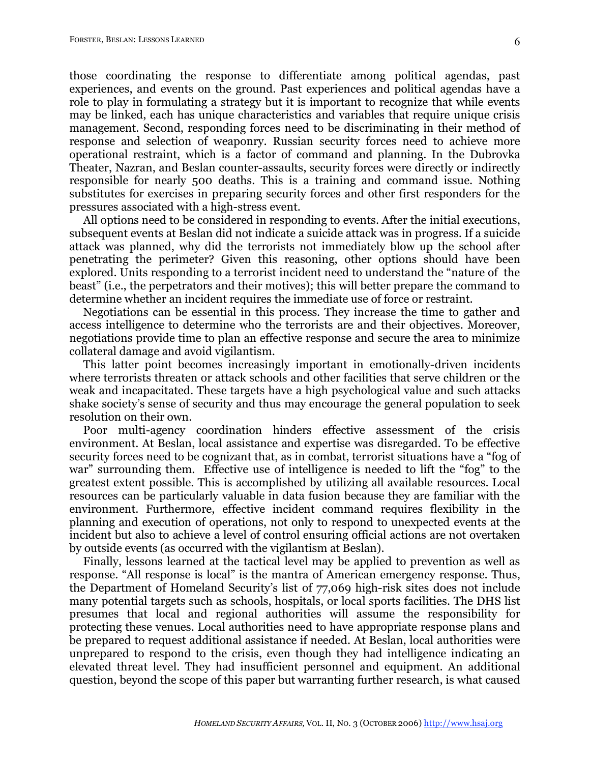those coordinating the response to differentiate among political agendas, past experiences, and events on the ground. Past experiences and political agendas have a role to play in formulating a strategy but it is important to recognize that while events may be linked, each has unique characteristics and variables that require unique crisis management. Second, responding forces need to be discriminating in their method of response and selection of weaponry. Russian security forces need to achieve more operational restraint, which is a factor of command and planning. In the Dubrovka Theater, Nazran, and Beslan counter-assaults, security forces were directly or indirectly responsible for nearly 500 deaths. This is a training and command issue. Nothing substitutes for exercises in preparing security forces and other first responders for the pressures associated with a high-stress event.

All options need to be considered in responding to events. After the initial executions, subsequent events at Beslan did not indicate a suicide attack was in progress. If a suicide attack was planned, why did the terrorists not immediately blow up the school after penetrating the perimeter? Given this reasoning, other options should have been explored. Units responding to a terrorist incident need to understand the "nature of the beast" (i.e., the perpetrators and their motives); this will better prepare the command to determine whether an incident requires the immediate use of force or restraint.

Negotiations can be essential in this process. They increase the time to gather and access intelligence to determine who the terrorists are and their objectives. Moreover, negotiations provide time to plan an effective response and secure the area to minimize collateral damage and avoid vigilantism.

This latter point becomes increasingly important in emotionally-driven incidents where terrorists threaten or attack schools and other facilities that serve children or the weak and incapacitated. These targets have a high psychological value and such attacks shake society's sense of security and thus may encourage the general population to seek resolution on their own.

Poor multi-agency coordination hinders effective assessment of the crisis environment. At Beslan, local assistance and expertise was disregarded. To be effective security forces need to be cognizant that, as in combat, terrorist situations have a "fog of war" surrounding them. Effective use of intelligence is needed to lift the "fog" to the greatest extent possible. This is accomplished by utilizing all available resources. Local resources can be particularly valuable in data fusion because they are familiar with the environment. Furthermore, effective incident command requires flexibility in the planning and execution of operations, not only to respond to unexpected events at the incident but also to achieve a level of control ensuring official actions are not overtaken by outside events (as occurred with the vigilantism at Beslan).

Finally, lessons learned at the tactical level may be applied to prevention as well as response. "All response is local" is the mantra of American emergency response. Thus, the Department of Homeland Security's list of 77,069 high-risk sites does not include many potential targets such as schools, hospitals, or local sports facilities. The DHS list presumes that local and regional authorities will assume the responsibility for protecting these venues. Local authorities need to have appropriate response plans and be prepared to request additional assistance if needed. At Beslan, local authorities were unprepared to respond to the crisis, even though they had intelligence indicating an elevated threat level. They had insufficient personnel and equipment. An additional question, beyond the scope of this paper but warranting further research, is what caused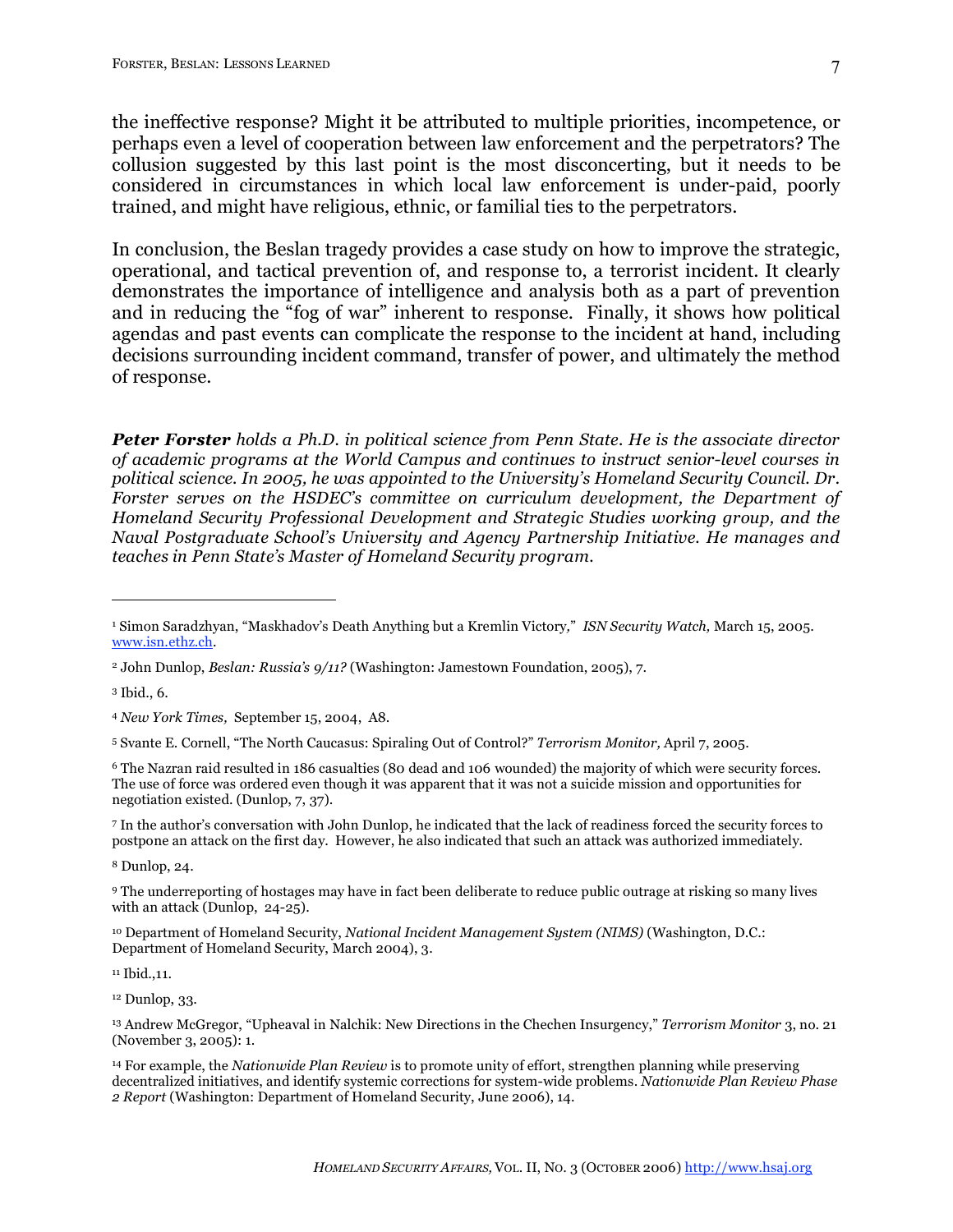the ineffective response? Might it be attributed to multiple priorities, incompetence, or perhaps even a level of cooperation between law enforcement and the perpetrators? The collusion suggested by this last point is the most disconcerting, but it needs to be considered in circumstances in which local law enforcement is under-paid, poorly trained, and might have religious, ethnic, or familial ties to the perpetrators.

In conclusion, the Beslan tragedy provides a case study on how to improve the strategic, operational, and tactical prevention of, and response to, a terrorist incident. It clearly demonstrates the importance of intelligence and analysis both as a part of prevention and in reducing the "fog of war" inherent to response. Finally, it shows how political agendas and past events can complicate the response to the incident at hand, including decisions surrounding incident command, transfer of power, and ultimately the method of response.

***Peter Forster** holds a Ph.D. in political science from Penn State. He is the associate director of academic programs at the World Campus and continues to instruct senior-level courses in political science. In 2005, he was appointed to the University's Homeland Security Council. Dr. Forster serves on the HSDEC's committee on curriculum development, the Department of Homeland Security Professional Development and Strategic Studies working group, and the Naval Postgraduate School's University and Agency Partnership Initiative. He manages and teaches in Penn State's Master of Homeland Security program.*

---

[1] Simon Saradzhyan, "Maskhadov's Death Anything but a Kremlin Victory," *ISN Security Watch,* March 15, 2005. www.isn.ethz.ch.

[2] John Dunlop, *Beslan: Russia's 9/11?* (Washington: Jamestown Foundation, 2005), 7.

[3] Ibid., 6.

[4] *New York Times,* September 15, 2004, A8.

[5] Svante E. Cornell, "The North Caucasus: Spiraling Out of Control?" *Terrorism Monitor,* April 7, 2005.

[6] The Nazran raid resulted in 186 casualties (80 dead and 106 wounded) the majority of which were security forces. The use of force was ordered even though it was apparent that it was not a suicide mission and opportunities for negotiation existed. (Dunlop, 7, 37).

[7] In the author's conversation with John Dunlop, he indicated that the lack of readiness forced the security forces to postpone an attack on the first day. However, he also indicated that such an attack was authorized immediately.

[8] Dunlop, 24.

[9] The underreporting of hostages may have in fact been deliberate to reduce public outrage at risking so many lives with an attack (Dunlop, 24-25).

[10] Department of Homeland Security, *National Incident Management System (NIMS)* (Washington, D.C.: Department of Homeland Security, March 2004), 3.

[11] Ibid.,11.

[12] Dunlop, 33.

[13] Andrew McGregor, "Upheaval in Nalchik: New Directions in the Chechen Insurgency," *Terrorism Monitor* 3, no. 21 (November 3, 2005): 1.

[14] For example, the *Nationwide Plan Review* is to promote unity of effort, strengthen planning while preserving decentralized initiatives, and identify systemic corrections for system-wide problems. *Nationwide Plan Review Phase 2 Report* (Washington: Department of Homeland Security, June 2006), 14.